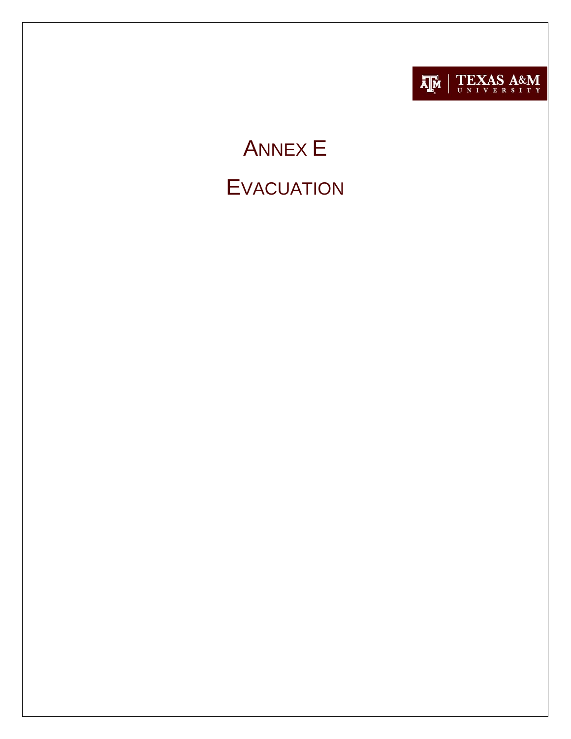TEXAS A&M UNIVERSITY

# ANNEX E

# EVACUATION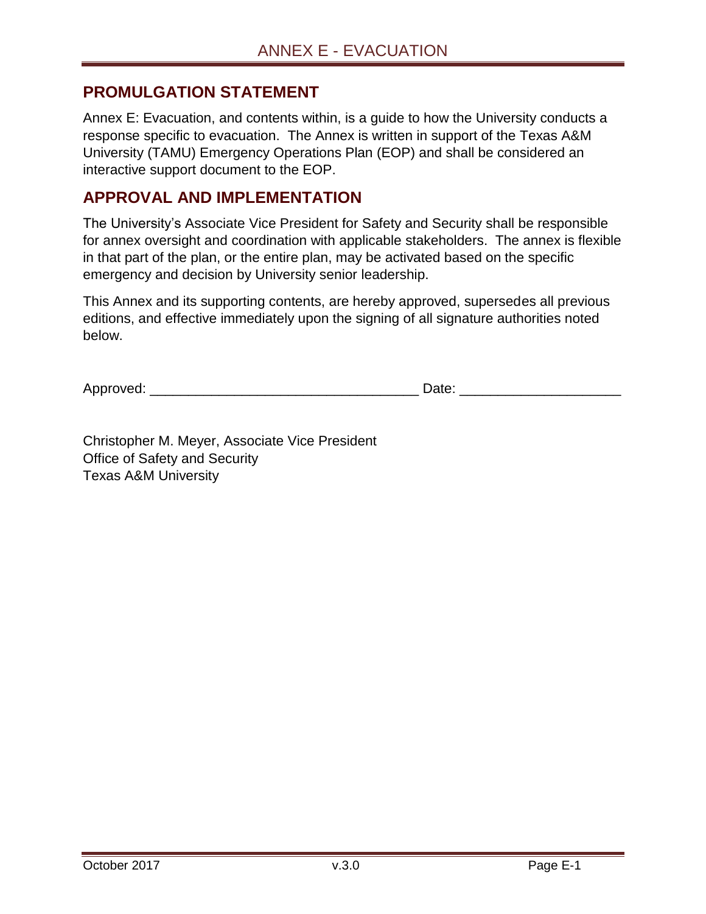## PROMULGATION STATEMENT

Annex E: Evacuation, and contents within, is a guide to how the University conducts a response specific to evacuation. The Annex is written in support of the Texas A&M University (TAMU) Emergency Operations Plan (EOP) and shall be considered an interactive support document to the EOP.

## APPROVAL AND IMPLEMENTATION

The University's Associate Vice President for Safety and Security shall be responsible for annex oversight and coordination with applicable stakeholders. The annex is flexible in that part of the plan, or the entire plan, may be activated based on the specific emergency and decision by University senior leadership.

This Annex and its supporting contents, are hereby approved, supersedes all previous editions, and effective immediately upon the signing of all signature authorities noted below.

Approved: ___________________________________ Date: ____________________

Christopher M. Meyer, Associate Vice President
Office of Safety and Security
Texas A&M University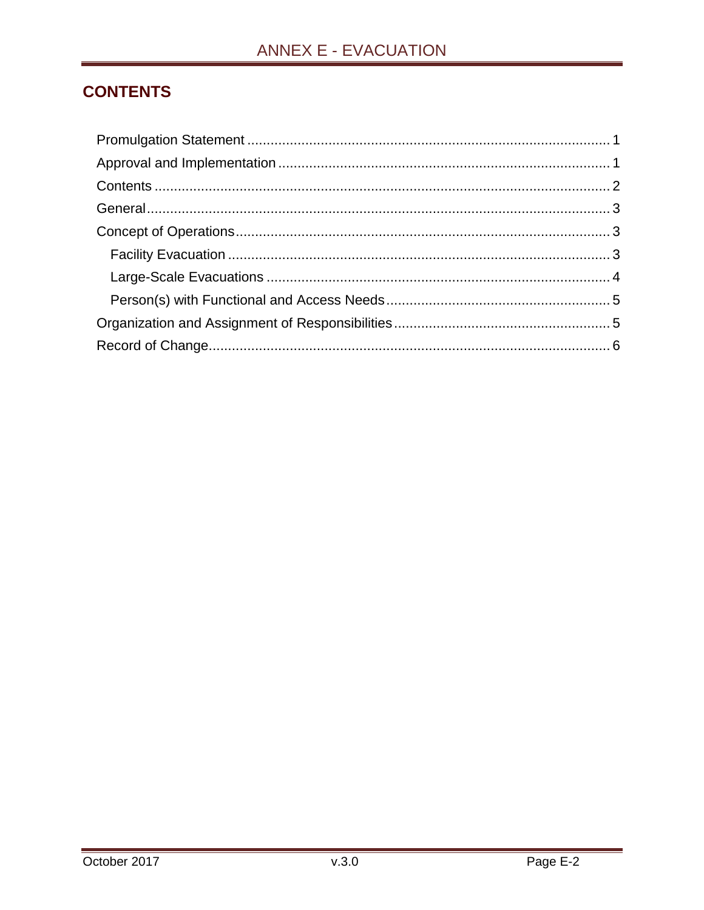## CONTENTS

- Promulgation Statement ........ 1
- Approval and Implementation ........ 1
- Contents ........ 2
- General ........ 3
- Concept of Operations ........ 3
  - Facility Evacuation ........ 3
  - Large-Scale Evacuations ........ 4
  - Person(s) with Functional and Access Needs ........ 5
- Organization and Assignment of Responsibilities ........ 5
- Record of Change ........ 6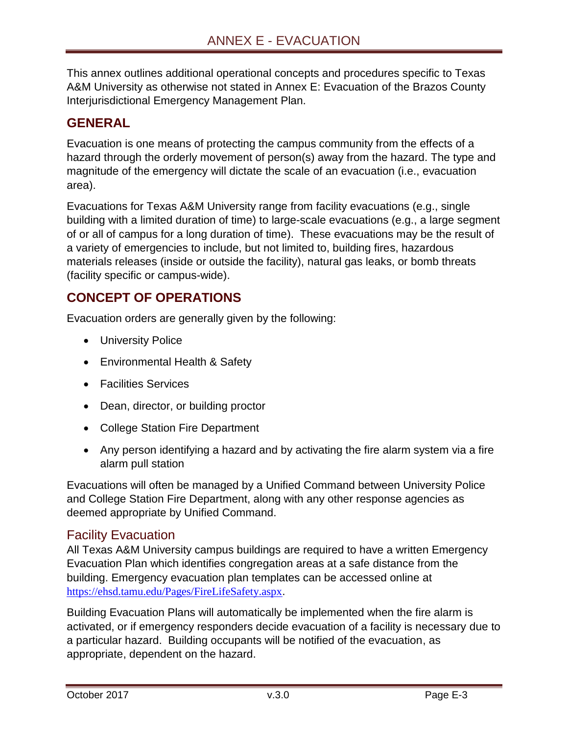# ANNEX E - EVACUATION

This annex outlines additional operational concepts and procedures specific to Texas A&M University as otherwise not stated in Annex E: Evacuation of the Brazos County Interjurisdictional Emergency Management Plan.

## GENERAL

Evacuation is one means of protecting the campus community from the effects of a hazard through the orderly movement of person(s) away from the hazard. The type and magnitude of the emergency will dictate the scale of an evacuation (i.e., evacuation area).

Evacuations for Texas A&M University range from facility evacuations (e.g., single building with a limited duration of time) to large-scale evacuations (e.g., a large segment of or all of campus for a long duration of time). These evacuations may be the result of a variety of emergencies to include, but not limited to, building fires, hazardous materials releases (inside or outside the facility), natural gas leaks, or bomb threats (facility specific or campus-wide).

## CONCEPT OF OPERATIONS

Evacuation orders are generally given by the following:

- University Police
- Environmental Health & Safety
- Facilities Services
- Dean, director, or building proctor
- College Station Fire Department
- Any person identifying a hazard and by activating the fire alarm system via a fire alarm pull station

Evacuations will often be managed by a Unified Command between University Police and College Station Fire Department, along with any other response agencies as deemed appropriate by Unified Command.

### Facility Evacuation

All Texas A&M University campus buildings are required to have a written Emergency Evacuation Plan which identifies congregation areas at a safe distance from the building. Emergency evacuation plan templates can be accessed online at https://ehsd.tamu.edu/Pages/FireLifeSafety.aspx.

Building Evacuation Plans will automatically be implemented when the fire alarm is activated, or if emergency responders decide evacuation of a facility is necessary due to a particular hazard. Building occupants will be notified of the evacuation, as appropriate, dependent on the hazard.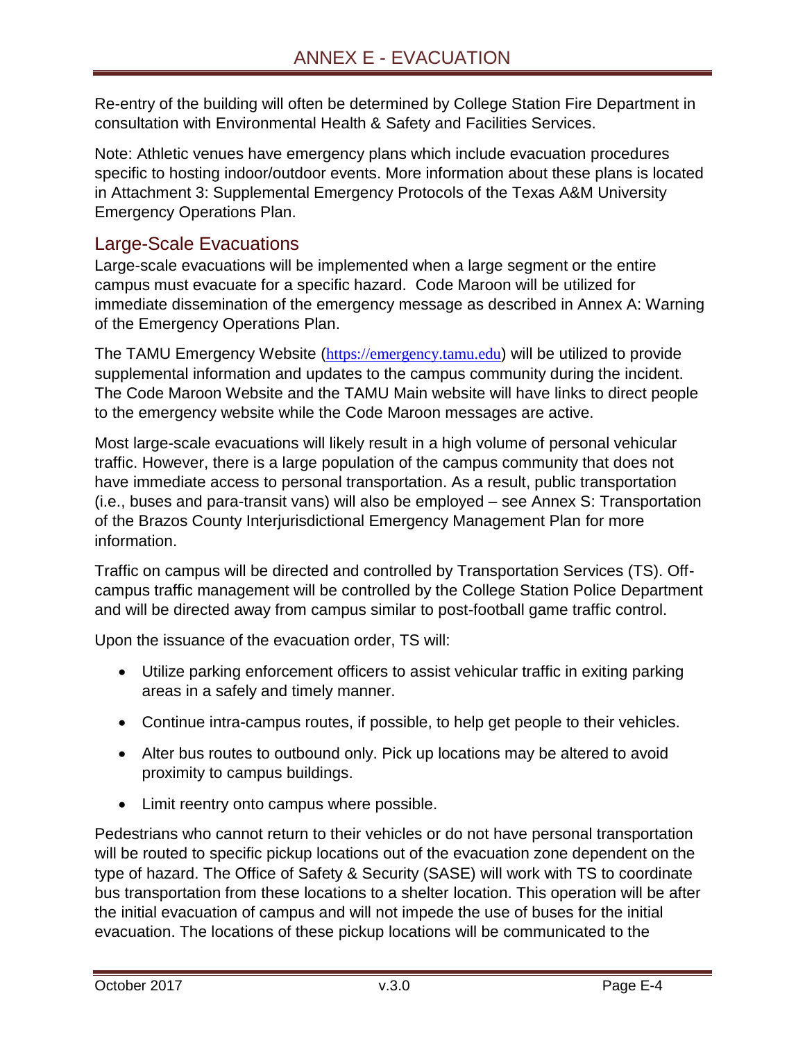Re-entry of the building will often be determined by College Station Fire Department in consultation with Environmental Health & Safety and Facilities Services.

Note: Athletic venues have emergency plans which include evacuation procedures specific to hosting indoor/outdoor events. More information about these plans is located in Attachment 3: Supplemental Emergency Protocols of the Texas A&M University Emergency Operations Plan.

## Large-Scale Evacuations

Large-scale evacuations will be implemented when a large segment or the entire campus must evacuate for a specific hazard. Code Maroon will be utilized for immediate dissemination of the emergency message as described in Annex A: Warning of the Emergency Operations Plan.

The TAMU Emergency Website (https://emergency.tamu.edu) will be utilized to provide supplemental information and updates to the campus community during the incident. The Code Maroon Website and the TAMU Main website will have links to direct people to the emergency website while the Code Maroon messages are active.

Most large-scale evacuations will likely result in a high volume of personal vehicular traffic. However, there is a large population of the campus community that does not have immediate access to personal transportation. As a result, public transportation (i.e., buses and para-transit vans) will also be employed – see Annex S: Transportation of the Brazos County Interjurisdictional Emergency Management Plan for more information.

Traffic on campus will be directed and controlled by Transportation Services (TS). Off-campus traffic management will be controlled by the College Station Police Department and will be directed away from campus similar to post-football game traffic control.

Upon the issuance of the evacuation order, TS will:

- Utilize parking enforcement officers to assist vehicular traffic in exiting parking areas in a safely and timely manner.
- Continue intra-campus routes, if possible, to help get people to their vehicles.
- Alter bus routes to outbound only. Pick up locations may be altered to avoid proximity to campus buildings.
- Limit reentry onto campus where possible.

Pedestrians who cannot return to their vehicles or do not have personal transportation will be routed to specific pickup locations out of the evacuation zone dependent on the type of hazard. The Office of Safety & Security (SASE) will work with TS to coordinate bus transportation from these locations to a shelter location. This operation will be after the initial evacuation of campus and will not impede the use of buses for the initial evacuation. The locations of these pickup locations will be communicated to the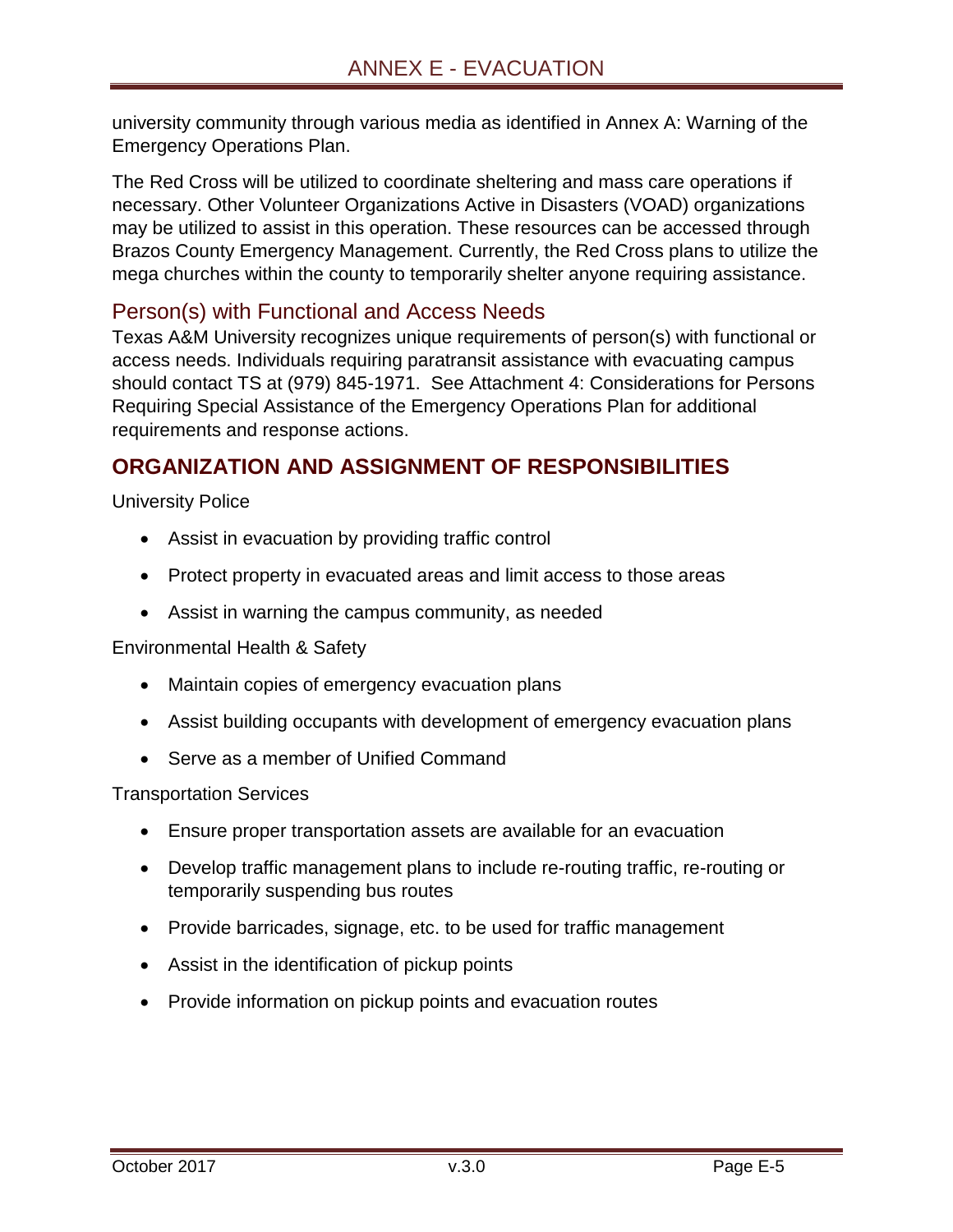university community through various media as identified in Annex A: Warning of the Emergency Operations Plan.

The Red Cross will be utilized to coordinate sheltering and mass care operations if necessary. Other Volunteer Organizations Active in Disasters (VOAD) organizations may be utilized to assist in this operation. These resources can be accessed through Brazos County Emergency Management. Currently, the Red Cross plans to utilize the mega churches within the county to temporarily shelter anyone requiring assistance.

### Person(s) with Functional and Access Needs

Texas A&M University recognizes unique requirements of person(s) with functional or access needs. Individuals requiring paratransit assistance with evacuating campus should contact TS at (979) 845-1971. See Attachment 4: Considerations for Persons Requiring Special Assistance of the Emergency Operations Plan for additional requirements and response actions.

## ORGANIZATION AND ASSIGNMENT OF RESPONSIBILITIES

University Police

- Assist in evacuation by providing traffic control
- Protect property in evacuated areas and limit access to those areas
- Assist in warning the campus community, as needed

Environmental Health & Safety

- Maintain copies of emergency evacuation plans
- Assist building occupants with development of emergency evacuation plans
- Serve as a member of Unified Command

Transportation Services

- Ensure proper transportation assets are available for an evacuation
- Develop traffic management plans to include re-routing traffic, re-routing or temporarily suspending bus routes
- Provide barricades, signage, etc. to be used for traffic management
- Assist in the identification of pickup points
- Provide information on pickup points and evacuation routes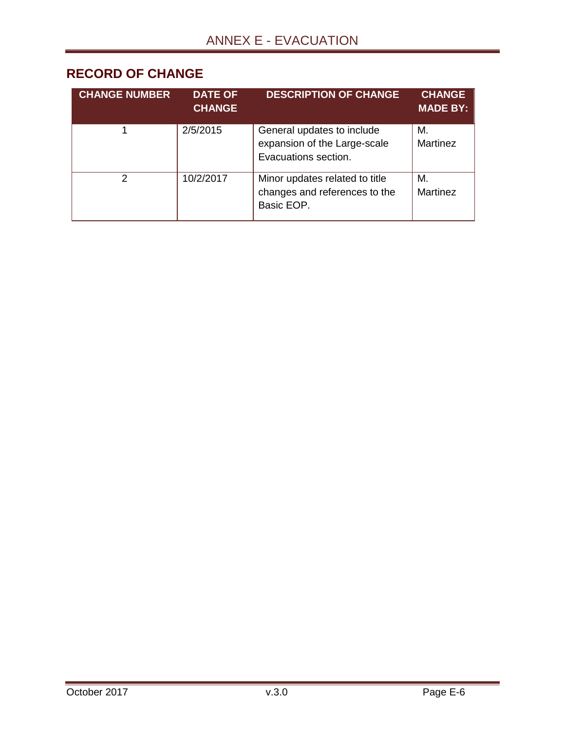## RECORD OF CHANGE

| CHANGE NUMBER | DATE OF CHANGE | DESCRIPTION OF CHANGE | CHANGE MADE BY: |
|---|---|---|---|
| 1 | 2/5/2015 | General updates to include expansion of the Large-scale Evacuations section. | M. Martinez |
| 2 | 10/2/2017 | Minor updates related to title changes and references to the Basic EOP. | M. Martinez |